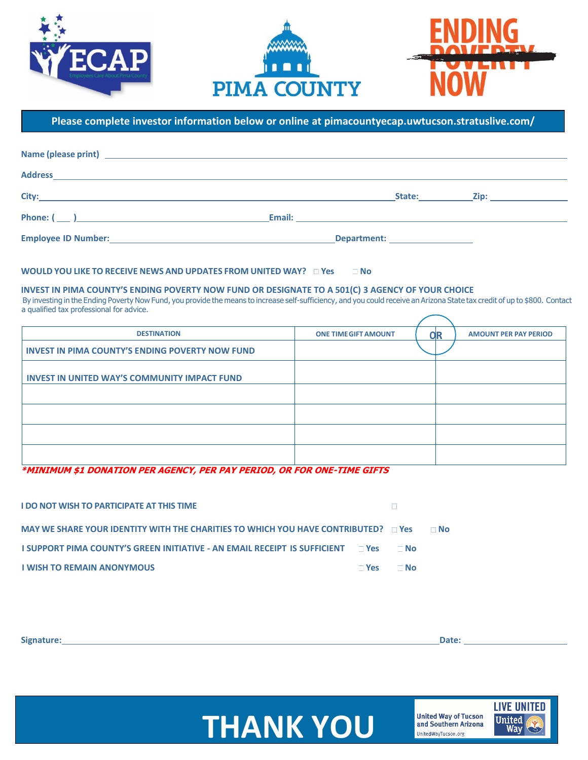ECAP Employees Care About Pima County

PIMA COUNTY

ENDING POVERTY NOW

**Please complete investor information below or online at pimacountyecap.uwtucson.stratuslive.com/**

**Name (please print)** ______________________________

**Address** ______________________________

**City:** ______________________________ **State:** __________ **Zip:** __________

**Phone: ( ___ )** ______________________ **Email:** ______________________

**Employee ID Number:** ______________________ **Department:** ______________

**WOULD YOU LIKE TO RECEIVE NEWS AND UPDATES FROM UNITED WAY?** ☐ Yes ☐ No

**INVEST IN PIMA COUNTY'S ENDING POVERTY NOW FUND OR DESIGNATE TO A 501(C) 3 AGENCY OF YOUR CHOICE**

By investing in the Ending Poverty Now Fund, you provide the means to increase self-sufficiency, and you could receive an Arizona State tax credit of up to $800. Contact a qualified tax professional for advice.

| DESTINATION | ONE TIME GIFT AMOUNT **OR** | AMOUNT PER PAY PERIOD |
|---|---|---|
| **INVEST IN PIMA COUNTY'S ENDING POVERTY NOW FUND** | | |
| **INVEST IN UNITED WAY'S COMMUNITY IMPACT FUND** | | |
| | | |
| | | |
| | | |
| | | |

***MINIMUM $1 DONATION PER AGENCY, PER PAY PERIOD, OR FOR ONE-TIME GIFTS**

**I DO NOT WISH TO PARTICIPATE AT THIS TIME** ☐

**MAY WE SHARE YOUR IDENTITY WITH THE CHARITIES TO WHICH YOU HAVE CONTRIBUTED?** ☐ Yes ☐ No

**I SUPPORT PIMA COUNTY'S GREEN INITIATIVE - AN EMAIL RECEIPT IS SUFFICIENT** ☐ Yes ☐ No

**I WISH TO REMAIN ANONYMOUS** ☐ Yes ☐ No

**Signature:** ______________________________ **Date:** ______________

**THANK YOU**

United Way of Tucson and Southern Arizona
UnitedWayTucson.org
LIVE UNITED United Way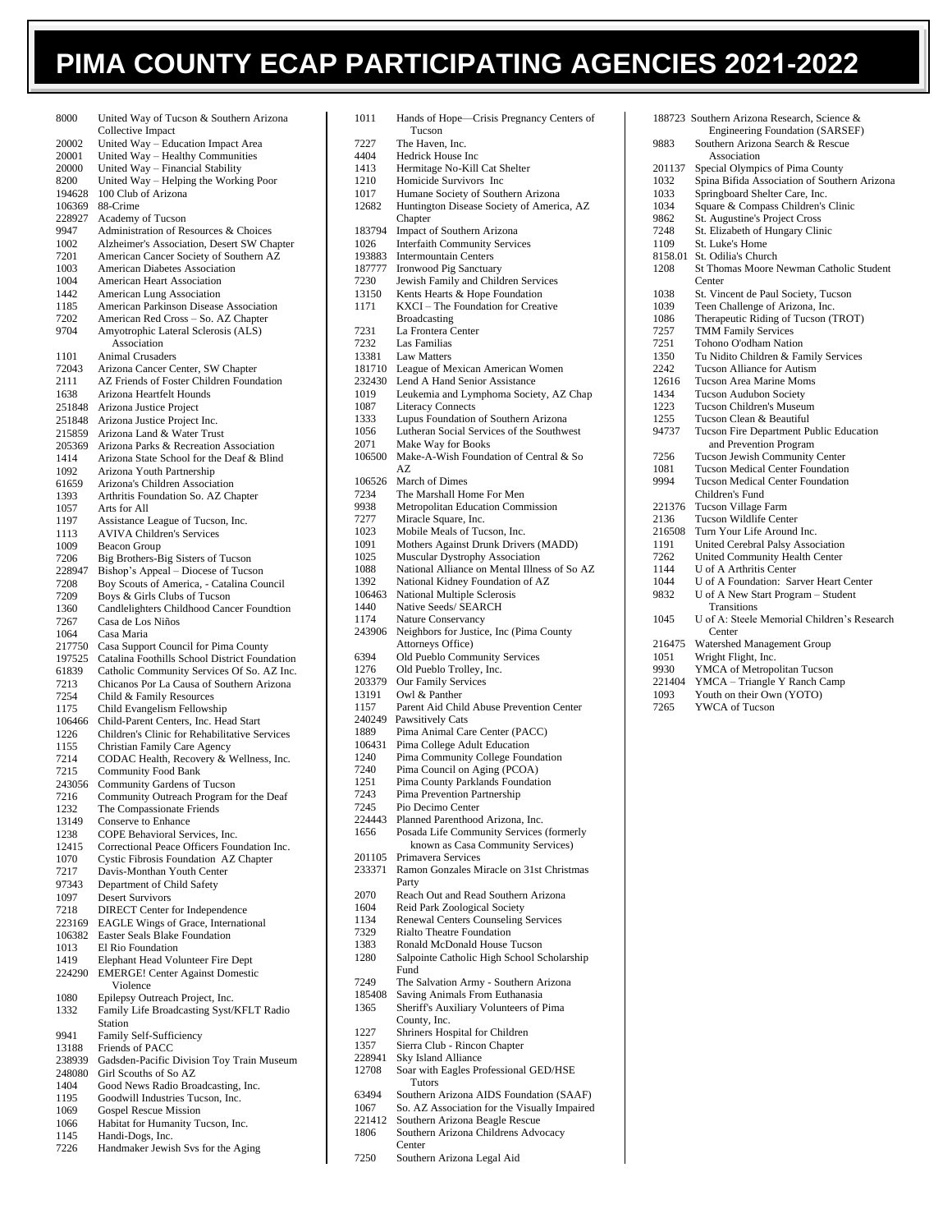# PIMA COUNTY ECAP PARTICIPATING AGENCIES 2021-2022

| | |
|---|---|
| 8000 | United Way of Tucson & Southern Arizona Collective Impact |
| 20002 | United Way – Education Impact Area |
| 20001 | United Way – Healthy Communities |
| 20000 | United Way – Financial Stability |
| 8200 | United Way – Helping the Working Poor |
| 194628 | 100 Club of Arizona |
| 106369 | 88-Crime |
| 228927 | Academy of Tucson |
| 9947 | Administration of Resources & Choices |
| 1002 | Alzheimer's Association, Desert SW Chapter |
| 7201 | American Cancer Society of Southern AZ |
| 1003 | American Diabetes Association |
| 1004 | American Heart Association |
| 1442 | American Lung Association |
| 1185 | American Parkinson Disease Association |
| 7202 | American Red Cross – So. AZ Chapter |
| 9704 | Amyotrophic Lateral Sclerosis (ALS) Association |
| 1101 | Animal Crusaders |
| 72043 | Arizona Cancer Center, SW Chapter |
| 2111 | AZ Friends of Foster Children Foundation |
| 1638 | Arizona Heartfelt Hounds |
| 251848 | Arizona Justice Project |
| 251848 | Arizona Justice Project Inc. |
| 215859 | Arizona Land & Water Trust |
| 205369 | Arizona Parks & Recreation Association |
| 1414 | Arizona State School for the Deaf & Blind |
| 1092 | Arizona Youth Partnership |
| 61659 | Arizona's Children Association |
| 1393 | Arthritis Foundation So. AZ Chapter |
| 1057 | Arts for All |
| 1197 | Assistance League of Tucson, Inc. |
| 1113 | AVIVA Children's Services |
| 1009 | Beacon Group |
| 7206 | Big Brothers-Big Sisters of Tucson |
| 228947 | Bishop's Appeal – Diocese of Tucson |
| 7208 | Boy Scouts of America, - Catalina Council |
| 7209 | Boys & Girls Clubs of Tucson |
| 1360 | Candlelighters Childhood Cancer Foundtion |
| 7267 | Casa de Los Niños |
| 1064 | Casa Maria |
| 217750 | Casa Support Council for Pima County |
| 197525 | Catalina Foothills School District Foundation |
| 61839 | Catholic Community Services Of So. AZ Inc. |
| 7213 | Chicanos Por La Causa of Southern Arizona |
| 7254 | Child & Family Resources |
| 1175 | Child Evangelism Fellowship |
| 106466 | Child-Parent Centers, Inc. Head Start |
| 1226 | Children's Clinic for Rehabilitative Services |
| 1155 | Christian Family Care Agency |
| 7214 | CODAC Health, Recovery & Wellness, Inc. |
| 7215 | Community Food Bank |
| 243056 | Community Gardens of Tucson |
| 7216 | Community Outreach Program for the Deaf |
| 1232 | The Compassionate Friends |
| 13149 | Conserve to Enhance |
| 1238 | COPE Behavioral Services, Inc. |
| 12415 | Correctional Peace Officers Foundation Inc. |
| 1070 | Cystic Fibrosis Foundation AZ Chapter |
| 7217 | Davis-Monthan Youth Center |
| 97343 | Department of Child Safety |
| 1097 | Desert Survivors |
| 7218 | DIRECT Center for Independence |
| 223169 | EAGLE Wings of Grace, International |
| 106382 | Easter Seals Blake Foundation |
| 1013 | El Rio Foundation |
| 1419 | Elephant Head Volunteer Fire Dept |
| 224290 | EMERGE! Center Against Domestic Violence |
| 1080 | Epilepsy Outreach Project, Inc. |
| 1332 | Family Life Broadcasting Syst/KFLT Radio Station |
| 9941 | Family Self-Sufficiency |
| 13188 | Friends of PACC |
| 238939 | Gadsden-Pacific Division Toy Train Museum |
| 248080 | Girl Scouths of So AZ |
| 1404 | Good News Radio Broadcasting, Inc. |
| 1195 | Goodwill Industries Tucson, Inc. |
| 1069 | Gospel Rescue Mission |
| 1066 | Habitat for Humanity Tucson, Inc. |
| 1145 | Handi-Dogs, Inc. |
| 7226 | Handmaker Jewish Svs for the Aging |
| 1011 | Hands of Hope—Crisis Pregnancy Centers of Tucson |
| 7227 | The Haven, Inc. |
| 4404 | Hedrick House Inc |
| 1413 | Hermitage No-Kill Cat Shelter |
| 1210 | Homicide Survivors Inc |
| 1017 | Humane Society of Southern Arizona |
| 12682 | Huntington Disease Society of America, AZ Chapter |
| 183794 | Impact of Southern Arizona |
| 1026 | Interfaith Community Services |
| 193883 | Intermountain Centers |
| 187777 | Ironwood Pig Sanctuary |
| 7230 | Jewish Family and Children Services |
| 13150 | Kents Hearts & Hope Foundation |
| 1171 | KXCI – The Foundation for Creative Broadcasting |
| 7231 | La Frontera Center |
| 7232 | Las Familias |
| 13381 | Law Matters |
| 181710 | League of Mexican American Women |
| 232430 | Lend A Hand Senior Assistance |
| 1019 | Leukemia and Lymphoma Society, AZ Chap |
| 1087 | Literacy Connects |
| 1333 | Lupus Foundation of Southern Arizona |
| 1056 | Lutheran Social Services of the Southwest |
| 2071 | Make Way for Books |
| 106500 | Make-A-Wish Foundation of Central & So AZ |
| 106526 | March of Dimes |
| 7234 | The Marshall Home For Men |
| 9938 | Metropolitan Education Commission |
| 7277 | Miracle Square, Inc. |
| 1023 | Mobile Meals of Tucson, Inc. |
| 1091 | Mothers Against Drunk Drivers (MADD) |
| 1025 | Muscular Dystrophy Association |
| 1088 | National Alliance on Mental Illness of So AZ |
| 1392 | National Kidney Foundation of AZ |
| 106463 | National Multiple Sclerosis |
| 1440 | Native Seeds/ SEARCH |
| 1174 | Nature Conservancy |
| 243906 | Neighbors for Justice, Inc (Pima County Attorneys Office) |
| 6394 | Old Pueblo Community Services |
| 1276 | Old Pueblo Trolley, Inc. |
| 203379 | Our Family Services |
| 13191 | Owl & Panther |
| 1157 | Parent Aid Child Abuse Prevention Center |
| 240249 | Pawsitively Cats |
| 1889 | Pima Animal Care Center (PACC) |
| 106431 | Pima College Adult Education |
| 1240 | Pima Community College Foundation |
| 7240 | Pima Council on Aging (PCOA) |
| 1251 | Pima County Parklands Foundation |
| 7243 | Pima Prevention Partnership |
| 7245 | Pio Decimo Center |
| 224443 | Planned Parenthood Arizona, Inc. |
| 1656 | Posada Life Community Services (formerly known as Casa Community Services) |
| 201105 | Primavera Services |
| 233371 | Ramon Gonzales Miracle on 31st Christmas Party |
| 2070 | Reach Out and Read Southern Arizona |
| 1604 | Reid Park Zoological Society |
| 1134 | Renewal Centers Counseling Services |
| 7329 | Rialto Theatre Foundation |
| 1383 | Ronald McDonald House Tucson |
| 1280 | Salpointe Catholic High School Scholarship Fund |
| 7249 | The Salvation Army - Southern Arizona |
| 185408 | Saving Animals From Euthanasia |
| 1365 | Sheriff's Auxiliary Volunteers of Pima County, Inc. |
| 1227 | Shriners Hospital for Children |
| 1357 | Sierra Club - Rincon Chapter |
| 228941 | Sky Island Alliance |
| 12708 | Soar with Eagles Professional GED/HSE Tutors |
| 63494 | Southern Arizona AIDS Foundation (SAAF) |
| 1067 | So. AZ Association for the Visually Impaired |
| 221412 | Southern Arizona Beagle Rescue |
| 1806 | Southern Arizona Childrens Advocacy Center |
| 7250 | Southern Arizona Legal Aid |
| 188723 | Southern Arizona Research, Science & Engineering Foundation (SARSEF) |
| 9883 | Southern Arizona Search & Rescue Association |
| 201137 | Special Olympics of Pima County |
| 1032 | Spina Bifida Association of Southern Arizona |
| 1033 | Springboard Shelter Care, Inc. |
| 1034 | Square & Compass Children's Clinic |
| 9862 | St. Augustine's Project Cross |
| 7248 | St. Elizabeth of Hungary Clinic |
| 1109 | St. Luke's Home |
| 8158.01 | St. Odilia's Church |
| 1208 | St Thomas Moore Newman Catholic Student Center |
| 1038 | St. Vincent de Paul Society, Tucson |
| 1039 | Teen Challenge of Arizona, Inc. |
| 1086 | Therapeutic Riding of Tucson (TROT) |
| 7257 | TMM Family Services |
| 7251 | Tohono O'odham Nation |
| 1350 | Tu Nidito Children & Family Services |
| 2242 | Tucson Alliance for Autism |
| 12616 | Tucson Area Marine Moms |
| 1434 | Tucson Audubon Society |
| 1223 | Tucson Children's Museum |
| 1255 | Tucson Clean & Beautiful |
| 94737 | Tucson Fire Department Public Education and Prevention Program |
| 7256 | Tucson Jewish Community Center |
| 1081 | Tucson Medical Center Foundation |
| 9994 | Tucson Medical Center Foundation Children's Fund |
| 221376 | Tucson Village Farm |
| 2136 | Tucson Wildlife Center |
| 216508 | Turn Your Life Around Inc. |
| 1191 | United Cerebral Palsy Association |
| 7262 | United Community Health Center |
| 1144 | U of A Arthritis Center |
| 1044 | U of A Foundation: Sarver Heart Center |
| 9832 | U of A New Start Program – Student Transitions |
| 1045 | U of A: Steele Memorial Children's Research Center |
| 216475 | Watershed Management Group |
| 1051 | Wright Flight, Inc. |
| 9930 | YMCA of Metropolitan Tucson |
| 221404 | YMCA – Triangle Y Ranch Camp |
| 1093 | Youth on their Own (YOTO) |
| 7265 | YWCA of Tucson |